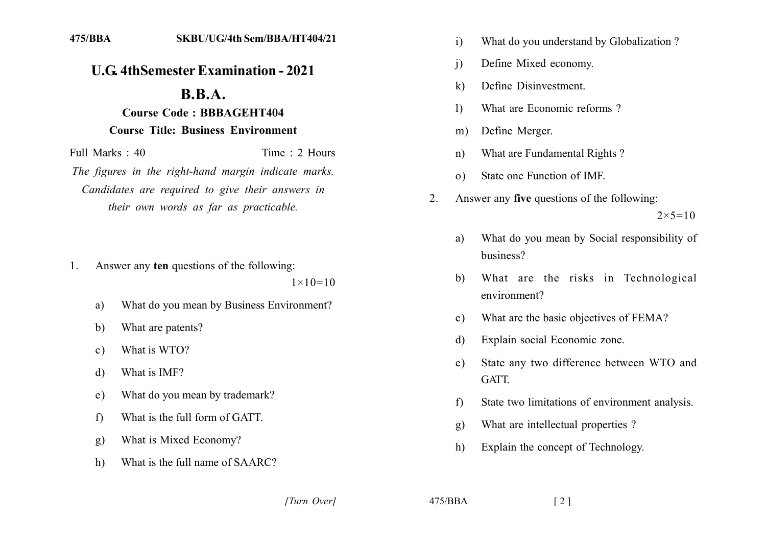475/BBA SKBU/UG/4th Sem/BBA/HT404/21

# U.G. 4thSemester Examination - 2021

## B.B.A.

### Course Code : BBBAGEHT404

### Course Title: Business Environment

Full Marks : 40 Time : 2 Hours

*The figures in the right-hand margin indicate marks. Candidates are required to give their answers in their own words as far as practicable.*

1. Answer any **ten** questions of the following: $1\times10=10$

   a) What do you mean by Business Environment?

   b) What are patents?

   c) What is WTO?

   d) What is IMF?

   e) What do you mean by trademark?

   f) What is the full form of GATT.

   g) What is Mixed Economy?

   h) What is the full name of SAARC?

   i) What do you understand by Globalization ?

   j) Define Mixed economy.

   k) Define Disinvestment.

   l) What are Economic reforms ?

   m) Define Merger.

   n) What are Fundamental Rights ?

   o) State one Function of IMF.

2. Answer any **five** questions of the following: $2\times5=10$

   a) What do you mean by Social responsibility of business?

   b) What are the risks in Technological environment?

   c) What are the basic objectives of FEMA?

   d) Explain social Economic zone.

   e) State any two difference between WTO and GATT.

   f) State two limitations of environment analysis.

   g) What are intellectual properties ?

   h) Explain the concept of Technology.

[Turn Over]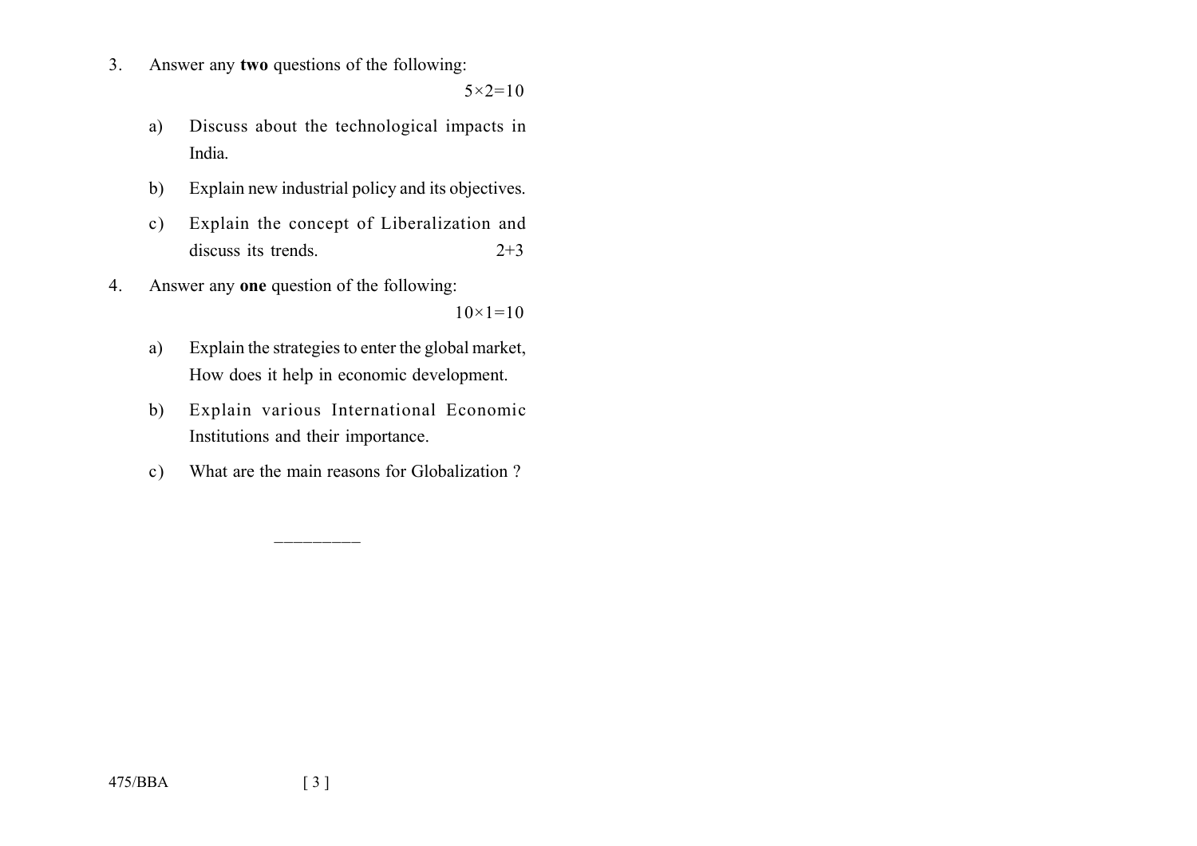3. Answer any **two** questions of the following:

$5 \times 2 = 10$

a) Discuss about the technological impacts in India.

b) Explain new industrial policy and its objectives.

c) Explain the concept of Liberalization and discuss its trends. 2+3

4. Answer any **one** question of the following:

$10 \times 1 = 10$

a) Explain the strategies to enter the global market, How does it help in economic development.

b) Explain various International Economic Institutions and their importance.

c) What are the main reasons for Globalization ?

—————

475/BBA